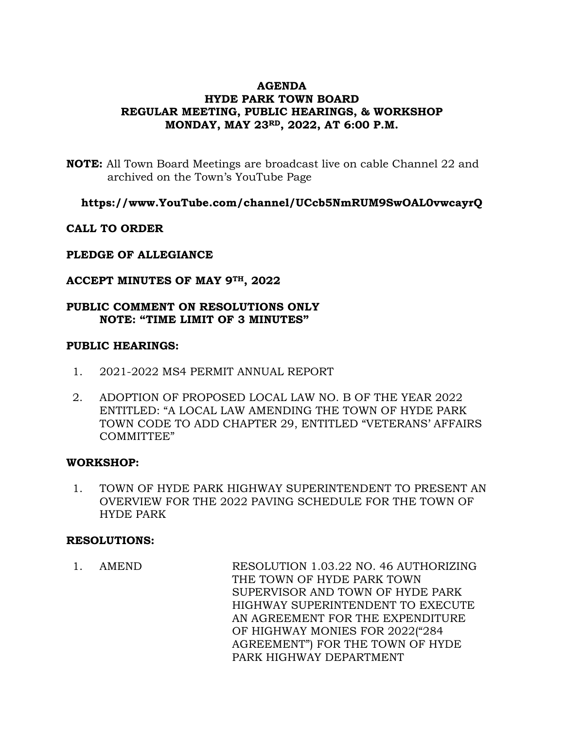**AGENDA**
**HYDE PARK TOWN BOARD**
**REGULAR MEETING, PUBLIC HEARINGS, & WORKSHOP**
**MONDAY, MAY 23RD, 2022, AT 6:00 P.M.**

**NOTE:** All Town Board Meetings are broadcast live on cable Channel 22 and archived on the Town's YouTube Page

**https://www.YouTube.com/channel/UCcb5NmRUM9SwOAL0vwcayrQ**

**CALL TO ORDER**

**PLEDGE OF ALLEGIANCE**

**ACCEPT MINUTES OF MAY 9TH, 2022**

**PUBLIC COMMENT ON RESOLUTIONS ONLY**
**NOTE: "TIME LIMIT OF 3 MINUTES"**

**PUBLIC HEARINGS:**

1. 2021-2022 MS4 PERMIT ANNUAL REPORT
2. ADOPTION OF PROPOSED LOCAL LAW NO. B OF THE YEAR 2022 ENTITLED: "A LOCAL LAW AMENDING THE TOWN OF HYDE PARK TOWN CODE TO ADD CHAPTER 29, ENTITLED "VETERANS' AFFAIRS COMMITTEE"

**WORKSHOP:**

1. TOWN OF HYDE PARK HIGHWAY SUPERINTENDENT TO PRESENT AN OVERVIEW FOR THE 2022 PAVING SCHEDULE FOR THE TOWN OF HYDE PARK

**RESOLUTIONS:**

1. AMEND — RESOLUTION 1.03.22 NO. 46 AUTHORIZING THE TOWN OF HYDE PARK TOWN SUPERVISOR AND TOWN OF HYDE PARK HIGHWAY SUPERINTENDENT TO EXECUTE AN AGREEMENT FOR THE EXPENDITURE OF HIGHWAY MONIES FOR 2022("284 AGREEMENT") FOR THE TOWN OF HYDE PARK HIGHWAY DEPARTMENT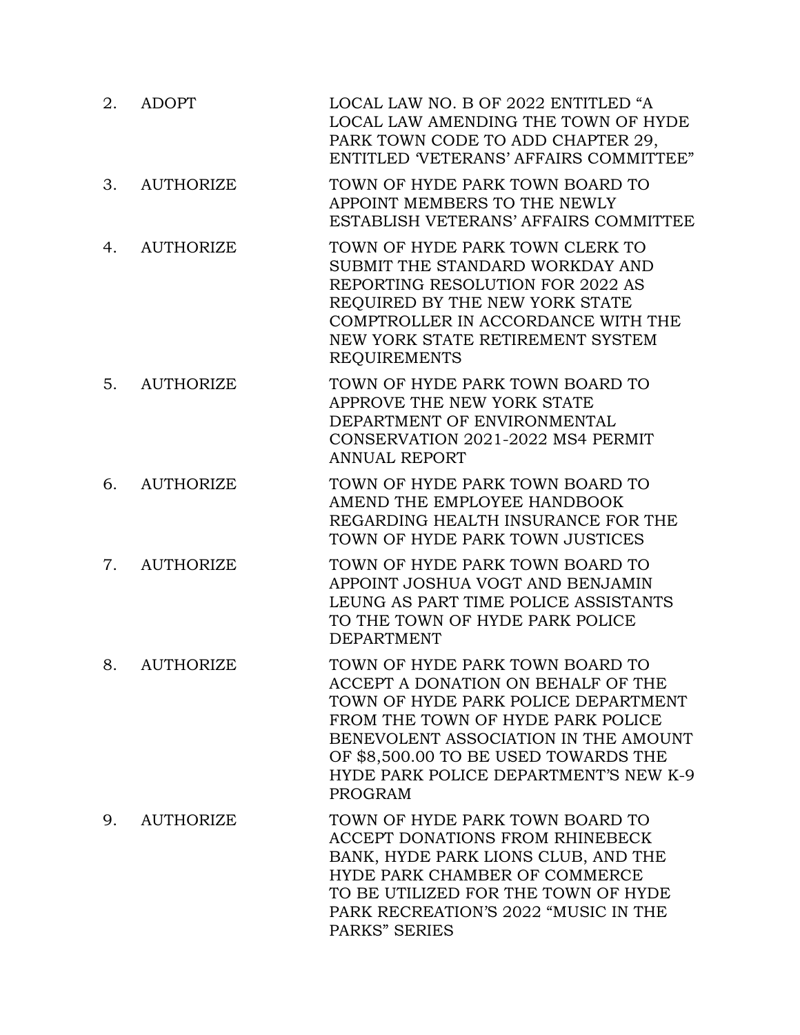2. ADOPT LOCAL LAW NO. B OF 2022 ENTITLED "A LOCAL LAW AMENDING THE TOWN OF HYDE PARK TOWN CODE TO ADD CHAPTER 29, ENTITLED 'VETERANS' AFFAIRS COMMITTEE"

3. AUTHORIZE TOWN OF HYDE PARK TOWN BOARD TO APPOINT MEMBERS TO THE NEWLY ESTABLISH VETERANS' AFFAIRS COMMITTEE

4. AUTHORIZE TOWN OF HYDE PARK TOWN CLERK TO SUBMIT THE STANDARD WORKDAY AND REPORTING RESOLUTION FOR 2022 AS REQUIRED BY THE NEW YORK STATE COMPTROLLER IN ACCORDANCE WITH THE NEW YORK STATE RETIREMENT SYSTEM REQUIREMENTS

5. AUTHORIZE TOWN OF HYDE PARK TOWN BOARD TO APPROVE THE NEW YORK STATE DEPARTMENT OF ENVIRONMENTAL CONSERVATION 2021-2022 MS4 PERMIT ANNUAL REPORT

6. AUTHORIZE TOWN OF HYDE PARK TOWN BOARD TO AMEND THE EMPLOYEE HANDBOOK REGARDING HEALTH INSURANCE FOR THE TOWN OF HYDE PARK TOWN JUSTICES

7. AUTHORIZE TOWN OF HYDE PARK TOWN BOARD TO APPOINT JOSHUA VOGT AND BENJAMIN LEUNG AS PART TIME POLICE ASSISTANTS TO THE TOWN OF HYDE PARK POLICE DEPARTMENT

8. AUTHORIZE TOWN OF HYDE PARK TOWN BOARD TO ACCEPT A DONATION ON BEHALF OF THE TOWN OF HYDE PARK POLICE DEPARTMENT FROM THE TOWN OF HYDE PARK POLICE BENEVOLENT ASSOCIATION IN THE AMOUNT OF $8,500.00 TO BE USED TOWARDS THE HYDE PARK POLICE DEPARTMENT'S NEW K-9 PROGRAM

9. AUTHORIZE TOWN OF HYDE PARK TOWN BOARD TO ACCEPT DONATIONS FROM RHINEBECK BANK, HYDE PARK LIONS CLUB, AND THE HYDE PARK CHAMBER OF COMMERCE TO BE UTILIZED FOR THE TOWN OF HYDE PARK RECREATION'S 2022 "MUSIC IN THE PARKS" SERIES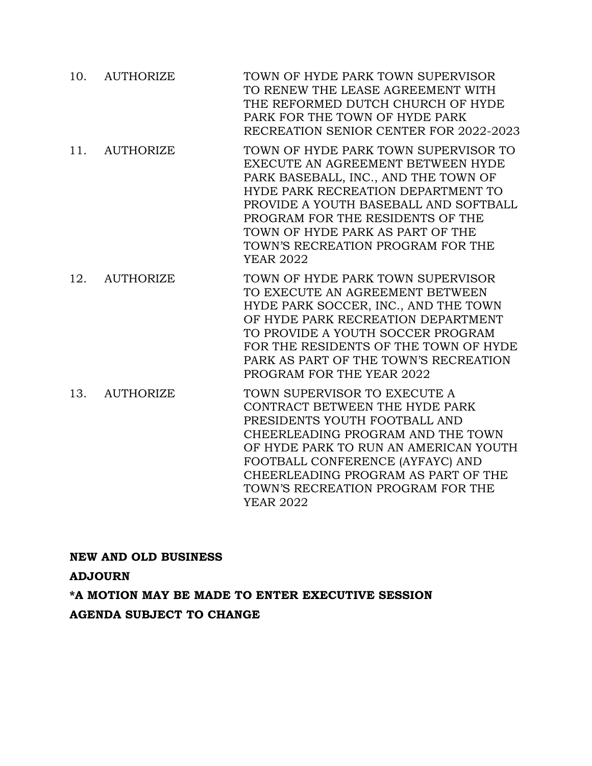10. AUTHORIZE TOWN OF HYDE PARK TOWN SUPERVISOR TO RENEW THE LEASE AGREEMENT WITH THE REFORMED DUTCH CHURCH OF HYDE PARK FOR THE TOWN OF HYDE PARK RECREATION SENIOR CENTER FOR 2022-2023

11. AUTHORIZE TOWN OF HYDE PARK TOWN SUPERVISOR TO EXECUTE AN AGREEMENT BETWEEN HYDE PARK BASEBALL, INC., AND THE TOWN OF HYDE PARK RECREATION DEPARTMENT TO PROVIDE A YOUTH BASEBALL AND SOFTBALL PROGRAM FOR THE RESIDENTS OF THE TOWN OF HYDE PARK AS PART OF THE TOWN'S RECREATION PROGRAM FOR THE YEAR 2022

12. AUTHORIZE TOWN OF HYDE PARK TOWN SUPERVISOR TO EXECUTE AN AGREEMENT BETWEEN HYDE PARK SOCCER, INC., AND THE TOWN OF HYDE PARK RECREATION DEPARTMENT TO PROVIDE A YOUTH SOCCER PROGRAM FOR THE RESIDENTS OF THE TOWN OF HYDE PARK AS PART OF THE TOWN'S RECREATION PROGRAM FOR THE YEAR 2022

13. AUTHORIZE TOWN SUPERVISOR TO EXECUTE A CONTRACT BETWEEN THE HYDE PARK PRESIDENTS YOUTH FOOTBALL AND CHEERLEADING PROGRAM AND THE TOWN OF HYDE PARK TO RUN AN AMERICAN YOUTH FOOTBALL CONFERENCE (AYFAYC) AND CHEERLEADING PROGRAM AS PART OF THE TOWN'S RECREATION PROGRAM FOR THE YEAR 2022

**NEW AND OLD BUSINESS**

**ADJOURN**

***A MOTION MAY BE MADE TO ENTER EXECUTIVE SESSION**

**AGENDA SUBJECT TO CHANGE**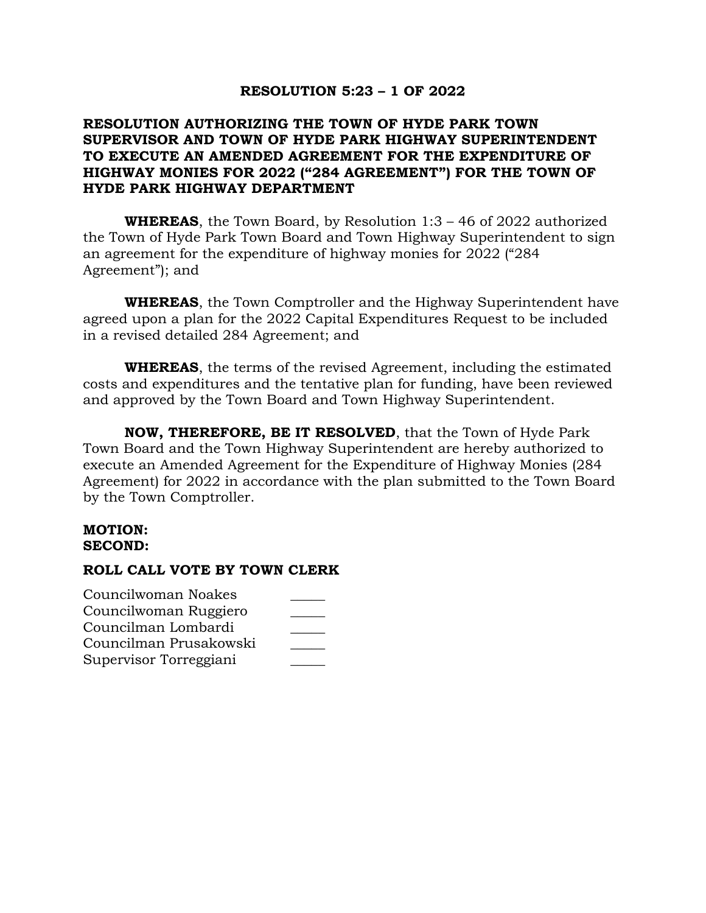**RESOLUTION 5:23 – 1 OF 2022**

**RESOLUTION AUTHORIZING THE TOWN OF HYDE PARK TOWN SUPERVISOR AND TOWN OF HYDE PARK HIGHWAY SUPERINTENDENT TO EXECUTE AN AMENDED AGREEMENT FOR THE EXPENDITURE OF HIGHWAY MONIES FOR 2022 ("284 AGREEMENT") FOR THE TOWN OF HYDE PARK HIGHWAY DEPARTMENT**

**WHEREAS**, the Town Board, by Resolution 1:3 – 46 of 2022 authorized the Town of Hyde Park Town Board and Town Highway Superintendent to sign an agreement for the expenditure of highway monies for 2022 ("284 Agreement"); and

**WHEREAS**, the Town Comptroller and the Highway Superintendent have agreed upon a plan for the 2022 Capital Expenditures Request to be included in a revised detailed 284 Agreement; and

**WHEREAS**, the terms of the revised Agreement, including the estimated costs and expenditures and the tentative plan for funding, have been reviewed and approved by the Town Board and Town Highway Superintendent.

**NOW, THEREFORE, BE IT RESOLVED**, that the Town of Hyde Park Town Board and the Town Highway Superintendent are hereby authorized to execute an Amended Agreement for the Expenditure of Highway Monies (284 Agreement) for 2022 in accordance with the plan submitted to the Town Board by the Town Comptroller.

**MOTION:**
**SECOND:**

**ROLL CALL VOTE BY TOWN CLERK**

Councilwoman Noakes _____
Councilwoman Ruggiero _____
Councilman Lombardi _____
Councilman Prusakowski _____
Supervisor Torreggiani _____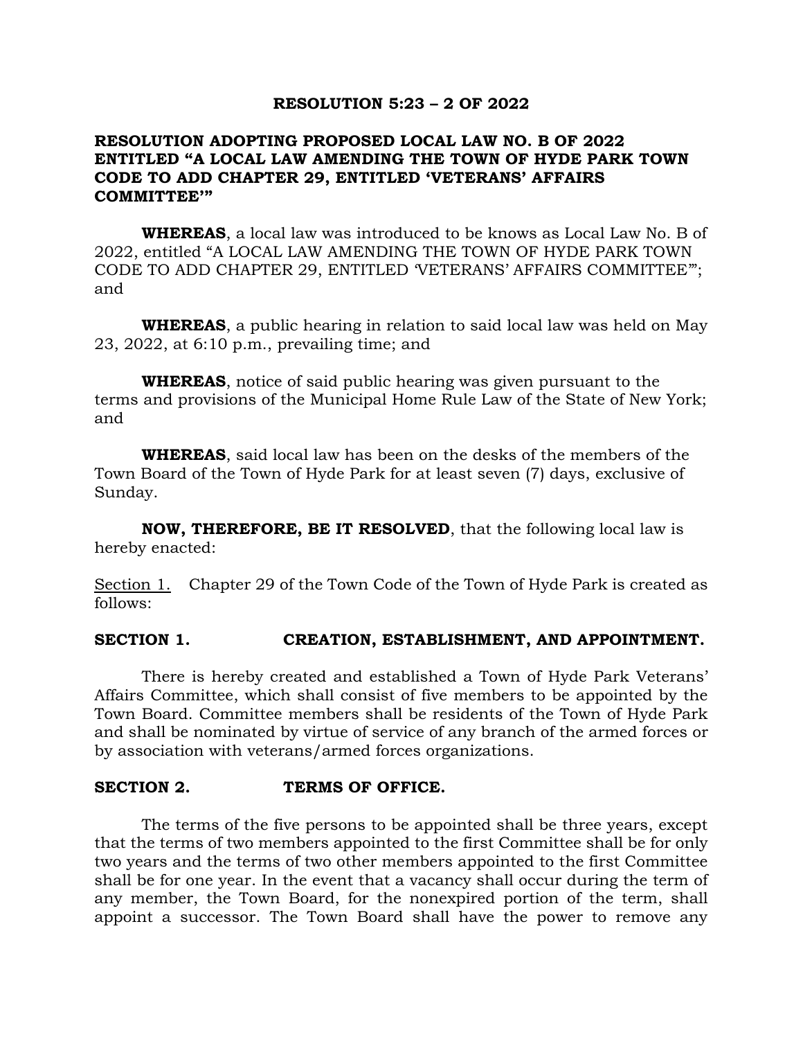**RESOLUTION 5:23 – 2 OF 2022**

**RESOLUTION ADOPTING PROPOSED LOCAL LAW NO. B OF 2022 ENTITLED "A LOCAL LAW AMENDING THE TOWN OF HYDE PARK TOWN CODE TO ADD CHAPTER 29, ENTITLED 'VETERANS' AFFAIRS COMMITTEE'"**

**WHEREAS**, a local law was introduced to be knows as Local Law No. B of 2022, entitled "A LOCAL LAW AMENDING THE TOWN OF HYDE PARK TOWN CODE TO ADD CHAPTER 29, ENTITLED 'VETERANS' AFFAIRS COMMITTEE'"; and

**WHEREAS**, a public hearing in relation to said local law was held on May 23, 2022, at 6:10 p.m., prevailing time; and

**WHEREAS**, notice of said public hearing was given pursuant to the terms and provisions of the Municipal Home Rule Law of the State of New York; and

**WHEREAS**, said local law has been on the desks of the members of the Town Board of the Town of Hyde Park for at least seven (7) days, exclusive of Sunday.

**NOW, THEREFORE, BE IT RESOLVED**, that the following local law is hereby enacted:

Section 1. Chapter 29 of the Town Code of the Town of Hyde Park is created as follows:

**SECTION 1. CREATION, ESTABLISHMENT, AND APPOINTMENT.**

There is hereby created and established a Town of Hyde Park Veterans' Affairs Committee, which shall consist of five members to be appointed by the Town Board. Committee members shall be residents of the Town of Hyde Park and shall be nominated by virtue of service of any branch of the armed forces or by association with veterans/armed forces organizations.

**SECTION 2. TERMS OF OFFICE.**

The terms of the five persons to be appointed shall be three years, except that the terms of two members appointed to the first Committee shall be for only two years and the terms of two other members appointed to the first Committee shall be for one year. In the event that a vacancy shall occur during the term of any member, the Town Board, for the nonexpired portion of the term, shall appoint a successor. The Town Board shall have the power to remove any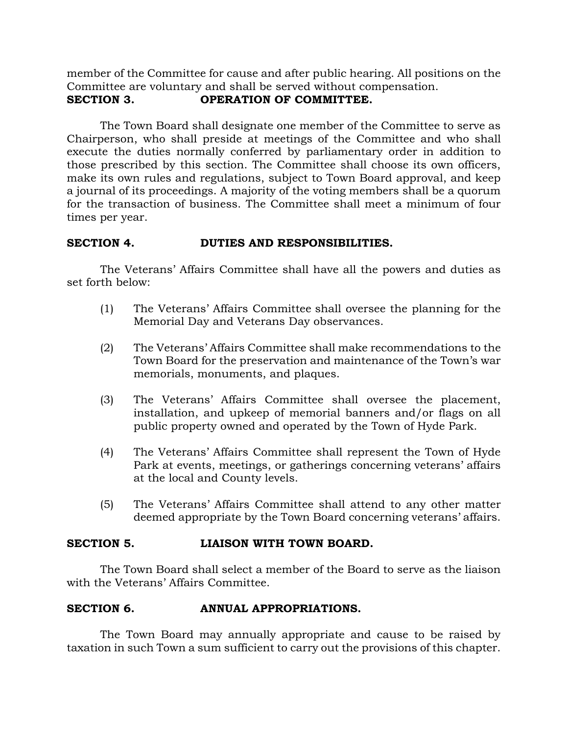member of the Committee for cause and after public hearing. All positions on the Committee are voluntary and shall be served without compensation.

**SECTION 3. OPERATION OF COMMITTEE.**

The Town Board shall designate one member of the Committee to serve as Chairperson, who shall preside at meetings of the Committee and who shall execute the duties normally conferred by parliamentary order in addition to those prescribed by this section. The Committee shall choose its own officers, make its own rules and regulations, subject to Town Board approval, and keep a journal of its proceedings. A majority of the voting members shall be a quorum for the transaction of business. The Committee shall meet a minimum of four times per year.

**SECTION 4. DUTIES AND RESPONSIBILITIES.**

The Veterans' Affairs Committee shall have all the powers and duties as set forth below:

(1) The Veterans' Affairs Committee shall oversee the planning for the Memorial Day and Veterans Day observances.

(2) The Veterans' Affairs Committee shall make recommendations to the Town Board for the preservation and maintenance of the Town's war memorials, monuments, and plaques.

(3) The Veterans' Affairs Committee shall oversee the placement, installation, and upkeep of memorial banners and/or flags on all public property owned and operated by the Town of Hyde Park.

(4) The Veterans' Affairs Committee shall represent the Town of Hyde Park at events, meetings, or gatherings concerning veterans' affairs at the local and County levels.

(5) The Veterans' Affairs Committee shall attend to any other matter deemed appropriate by the Town Board concerning veterans' affairs.

**SECTION 5. LIAISON WITH TOWN BOARD.**

The Town Board shall select a member of the Board to serve as the liaison with the Veterans' Affairs Committee.

**SECTION 6. ANNUAL APPROPRIATIONS.**

The Town Board may annually appropriate and cause to be raised by taxation in such Town a sum sufficient to carry out the provisions of this chapter.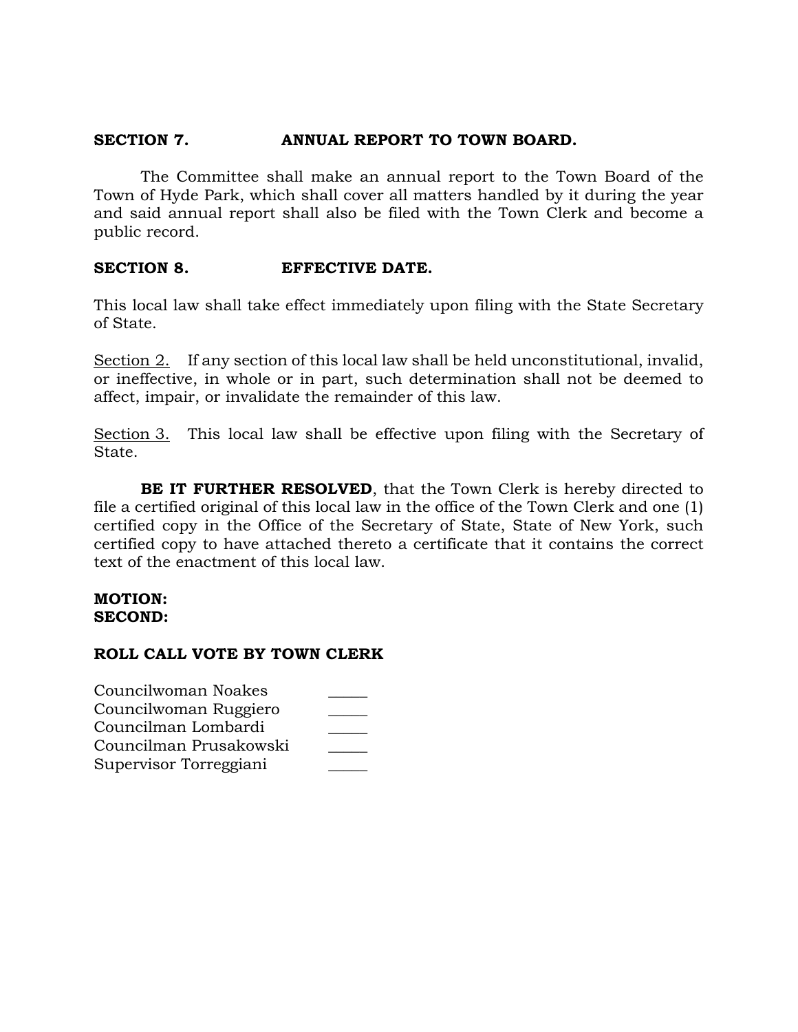**SECTION 7. ANNUAL REPORT TO TOWN BOARD.**

The Committee shall make an annual report to the Town Board of the Town of Hyde Park, which shall cover all matters handled by it during the year and said annual report shall also be filed with the Town Clerk and become a public record.

**SECTION 8. EFFECTIVE DATE.**

This local law shall take effect immediately upon filing with the State Secretary of State.

<u>Section 2.</u> If any section of this local law shall be held unconstitutional, invalid, or ineffective, in whole or in part, such determination shall not be deemed to affect, impair, or invalidate the remainder of this law.

<u>Section 3.</u> This local law shall be effective upon filing with the Secretary of State.

**BE IT FURTHER RESOLVED**, that the Town Clerk is hereby directed to file a certified original of this local law in the office of the Town Clerk and one (1) certified copy in the Office of the Secretary of State, State of New York, such certified copy to have attached thereto a certificate that it contains the correct text of the enactment of this local law.

**MOTION:**
**SECOND:**

**ROLL CALL VOTE BY TOWN CLERK**

Councilwoman Noakes _____
Councilwoman Ruggiero _____
Councilman Lombardi _____
Councilman Prusakowski _____
Supervisor Torreggiani _____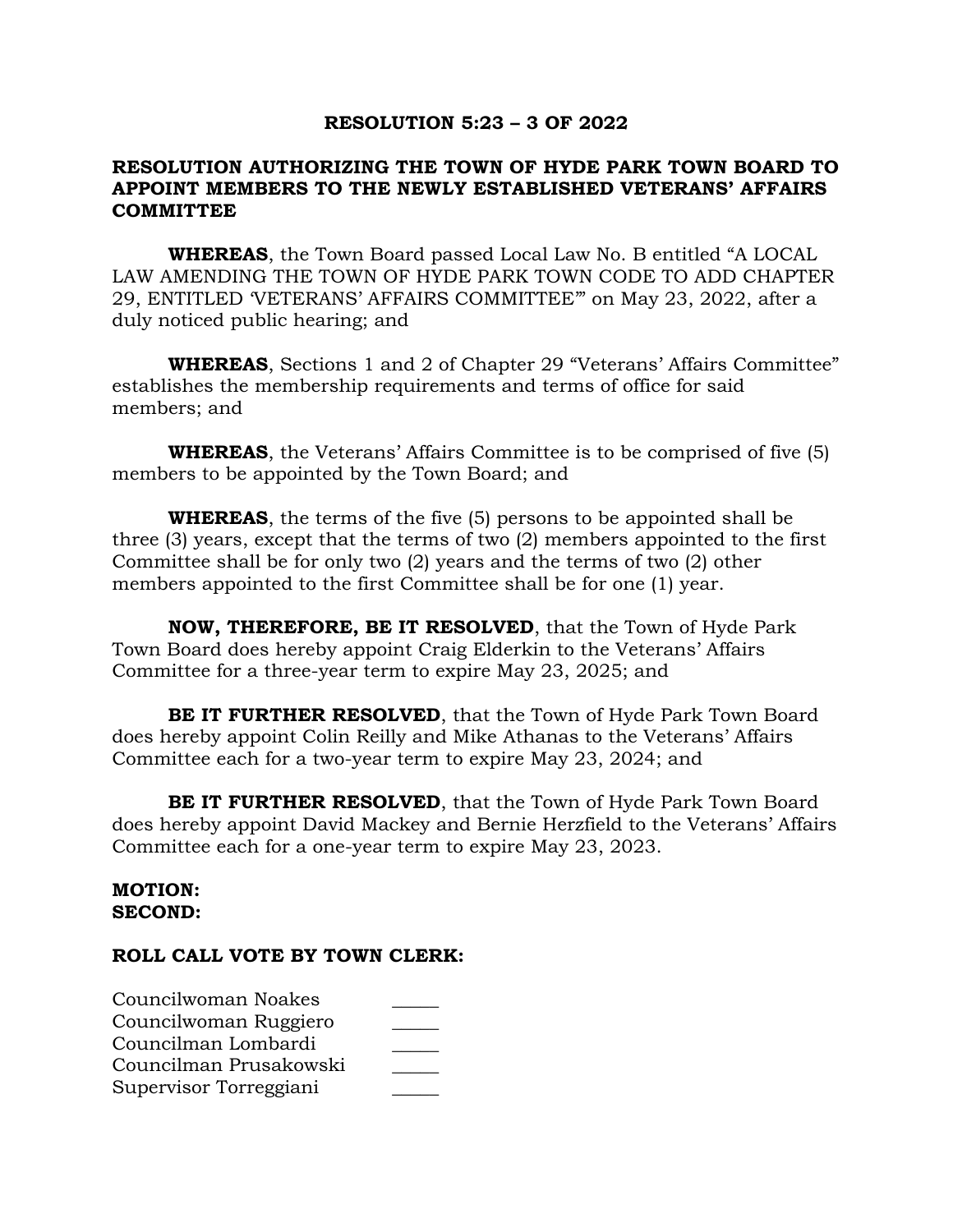**RESOLUTION 5:23 – 3 OF 2022**

**RESOLUTION AUTHORIZING THE TOWN OF HYDE PARK TOWN BOARD TO APPOINT MEMBERS TO THE NEWLY ESTABLISHED VETERANS' AFFAIRS COMMITTEE**

**WHEREAS**, the Town Board passed Local Law No. B entitled "A LOCAL LAW AMENDING THE TOWN OF HYDE PARK TOWN CODE TO ADD CHAPTER 29, ENTITLED 'VETERANS' AFFAIRS COMMITTEE'" on May 23, 2022, after a duly noticed public hearing; and

**WHEREAS**, Sections 1 and 2 of Chapter 29 "Veterans' Affairs Committee" establishes the membership requirements and terms of office for said members; and

**WHEREAS**, the Veterans' Affairs Committee is to be comprised of five (5) members to be appointed by the Town Board; and

**WHEREAS**, the terms of the five (5) persons to be appointed shall be three (3) years, except that the terms of two (2) members appointed to the first Committee shall be for only two (2) years and the terms of two (2) other members appointed to the first Committee shall be for one (1) year.

**NOW, THEREFORE, BE IT RESOLVED**, that the Town of Hyde Park Town Board does hereby appoint Craig Elderkin to the Veterans' Affairs Committee for a three-year term to expire May 23, 2025; and

**BE IT FURTHER RESOLVED**, that the Town of Hyde Park Town Board does hereby appoint Colin Reilly and Mike Athanas to the Veterans' Affairs Committee each for a two-year term to expire May 23, 2024; and

**BE IT FURTHER RESOLVED**, that the Town of Hyde Park Town Board does hereby appoint David Mackey and Bernie Herzfield to the Veterans' Affairs Committee each for a one-year term to expire May 23, 2023.

**MOTION:**
**SECOND:**

**ROLL CALL VOTE BY TOWN CLERK:**

Councilwoman Noakes _____
Councilwoman Ruggiero _____
Councilman Lombardi _____
Councilman Prusakowski _____
Supervisor Torreggiani _____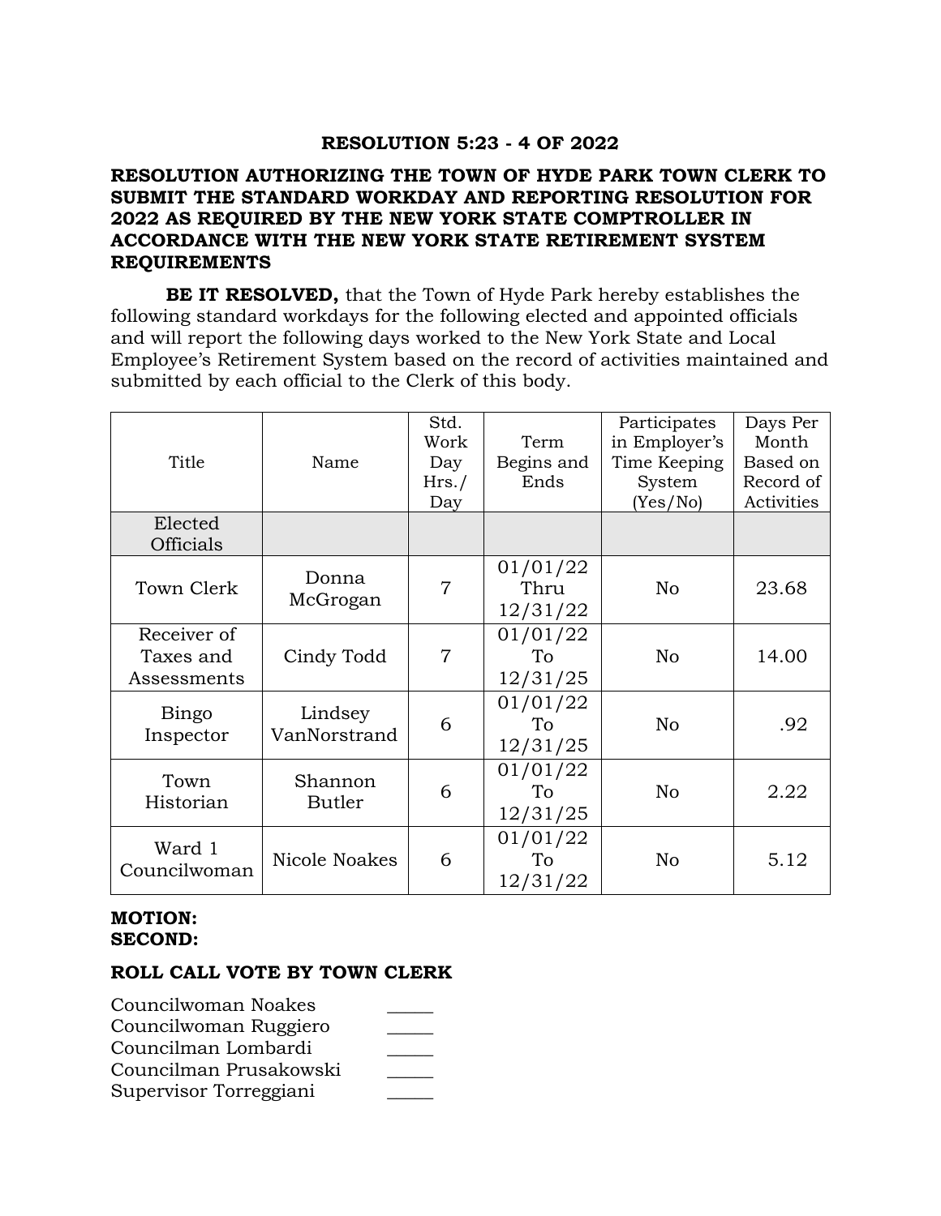## RESOLUTION 5:23 - 4 OF 2022

## RESOLUTION AUTHORIZING THE TOWN OF HYDE PARK TOWN CLERK TO SUBMIT THE STANDARD WORKDAY AND REPORTING RESOLUTION FOR 2022 AS REQUIRED BY THE NEW YORK STATE COMPTROLLER IN ACCORDANCE WITH THE NEW YORK STATE RETIREMENT SYSTEM REQUIREMENTS

**BE IT RESOLVED,** that the Town of Hyde Park hereby establishes the following standard workdays for the following elected and appointed officials and will report the following days worked to the New York State and Local Employee's Retirement System based on the record of activities maintained and submitted by each official to the Clerk of this body.

| Title | Name | Std. Work Day Hrs./ Day | Term Begins and Ends | Participates in Employer's Time Keeping System (Yes/No) | Days Per Month Based on Record of Activities |
|---|---|---|---|---|---|
| Elected Officials | | | | | |
| Town Clerk | Donna McGrogan | 7 | 01/01/22 Thru 12/31/22 | No | 23.68 |
| Receiver of Taxes and Assessments | Cindy Todd | 7 | 01/01/22 To 12/31/25 | No | 14.00 |
| Bingo Inspector | Lindsey VanNorstrand | 6 | 01/01/22 To 12/31/25 | No | .92 |
| Town Historian | Shannon Butler | 6 | 01/01/22 To 12/31/25 | No | 2.22 |
| Ward 1 Councilwoman | Nicole Noakes | 6 | 01/01/22 To 12/31/22 | No | 5.12 |

**MOTION:**
**SECOND:**

**ROLL CALL VOTE BY TOWN CLERK**

Councilwoman Noakes _____
Councilwoman Ruggiero _____
Councilman Lombardi _____
Councilman Prusakowski _____
Supervisor Torreggiani _____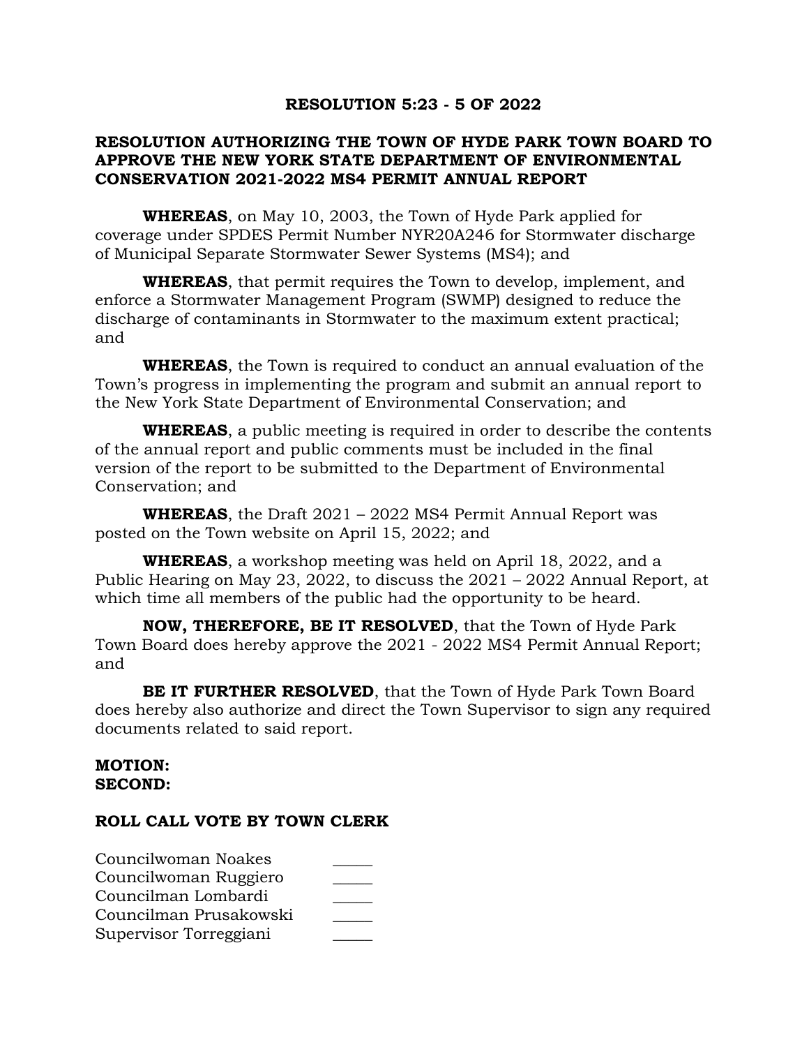# RESOLUTION 5:23 - 5 OF 2022

## RESOLUTION AUTHORIZING THE TOWN OF HYDE PARK TOWN BOARD TO APPROVE THE NEW YORK STATE DEPARTMENT OF ENVIRONMENTAL CONSERVATION 2021-2022 MS4 PERMIT ANNUAL REPORT

**WHEREAS**, on May 10, 2003, the Town of Hyde Park applied for coverage under SPDES Permit Number NYR20A246 for Stormwater discharge of Municipal Separate Stormwater Sewer Systems (MS4); and

**WHEREAS**, that permit requires the Town to develop, implement, and enforce a Stormwater Management Program (SWMP) designed to reduce the discharge of contaminants in Stormwater to the maximum extent practical; and

**WHEREAS**, the Town is required to conduct an annual evaluation of the Town's progress in implementing the program and submit an annual report to the New York State Department of Environmental Conservation; and

**WHEREAS**, a public meeting is required in order to describe the contents of the annual report and public comments must be included in the final version of the report to be submitted to the Department of Environmental Conservation; and

**WHEREAS**, the Draft 2021 – 2022 MS4 Permit Annual Report was posted on the Town website on April 15, 2022; and

**WHEREAS**, a workshop meeting was held on April 18, 2022, and a Public Hearing on May 23, 2022, to discuss the 2021 – 2022 Annual Report, at which time all members of the public had the opportunity to be heard.

**NOW, THEREFORE, BE IT RESOLVED**, that the Town of Hyde Park Town Board does hereby approve the 2021 - 2022 MS4 Permit Annual Report; and

**BE IT FURTHER RESOLVED**, that the Town of Hyde Park Town Board does hereby also authorize and direct the Town Supervisor to sign any required documents related to said report.

**MOTION:**
**SECOND:**

**ROLL CALL VOTE BY TOWN CLERK**

Councilwoman Noakes _____
Councilwoman Ruggiero _____
Councilman Lombardi _____
Councilman Prusakowski _____
Supervisor Torreggiani _____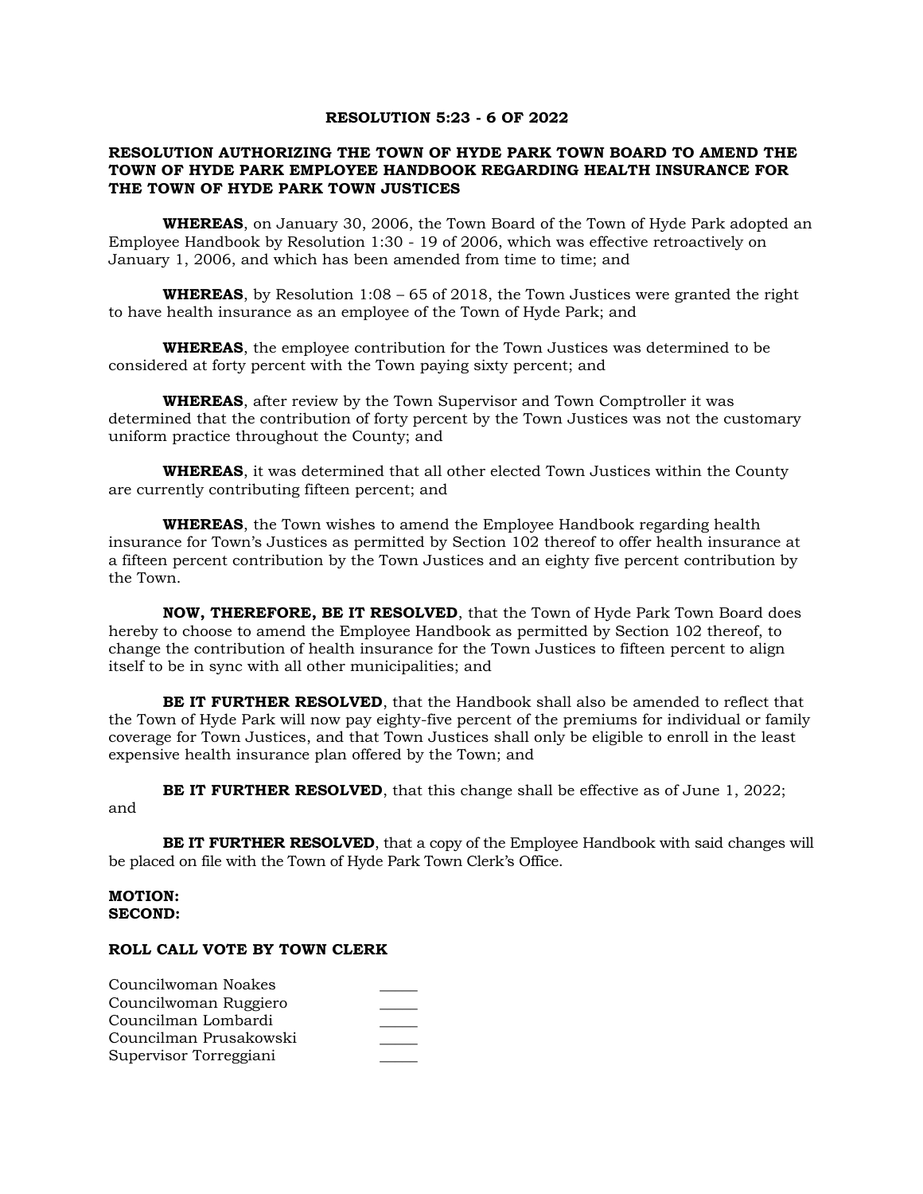**RESOLUTION 5:23 - 6 OF 2022**

**RESOLUTION AUTHORIZING THE TOWN OF HYDE PARK TOWN BOARD TO AMEND THE TOWN OF HYDE PARK EMPLOYEE HANDBOOK REGARDING HEALTH INSURANCE FOR THE TOWN OF HYDE PARK TOWN JUSTICES**

**WHEREAS**, on January 30, 2006, the Town Board of the Town of Hyde Park adopted an Employee Handbook by Resolution 1:30 - 19 of 2006, which was effective retroactively on January 1, 2006, and which has been amended from time to time; and

**WHEREAS**, by Resolution 1:08 – 65 of 2018, the Town Justices were granted the right to have health insurance as an employee of the Town of Hyde Park; and

**WHEREAS**, the employee contribution for the Town Justices was determined to be considered at forty percent with the Town paying sixty percent; and

**WHEREAS**, after review by the Town Supervisor and Town Comptroller it was determined that the contribution of forty percent by the Town Justices was not the customary uniform practice throughout the County; and

**WHEREAS**, it was determined that all other elected Town Justices within the County are currently contributing fifteen percent; and

**WHEREAS**, the Town wishes to amend the Employee Handbook regarding health insurance for Town's Justices as permitted by Section 102 thereof to offer health insurance at a fifteen percent contribution by the Town Justices and an eighty five percent contribution by the Town.

**NOW, THEREFORE, BE IT RESOLVED**, that the Town of Hyde Park Town Board does hereby to choose to amend the Employee Handbook as permitted by Section 102 thereof, to change the contribution of health insurance for the Town Justices to fifteen percent to align itself to be in sync with all other municipalities; and

**BE IT FURTHER RESOLVED**, that the Handbook shall also be amended to reflect that the Town of Hyde Park will now pay eighty-five percent of the premiums for individual or family coverage for Town Justices, and that Town Justices shall only be eligible to enroll in the least expensive health insurance plan offered by the Town; and

**BE IT FURTHER RESOLVED**, that this change shall be effective as of June 1, 2022; and

**BE IT FURTHER RESOLVED**, that a copy of the Employee Handbook with said changes will be placed on file with the Town of Hyde Park Town Clerk's Office.

**MOTION:**
**SECOND:**

**ROLL CALL VOTE BY TOWN CLERK**

| | |
|---|---|
| Councilwoman Noakes | _____ |
| Councilwoman Ruggiero | _____ |
| Councilman Lombardi | _____ |
| Councilman Prusakowski | _____ |
| Supervisor Torreggiani | _____ |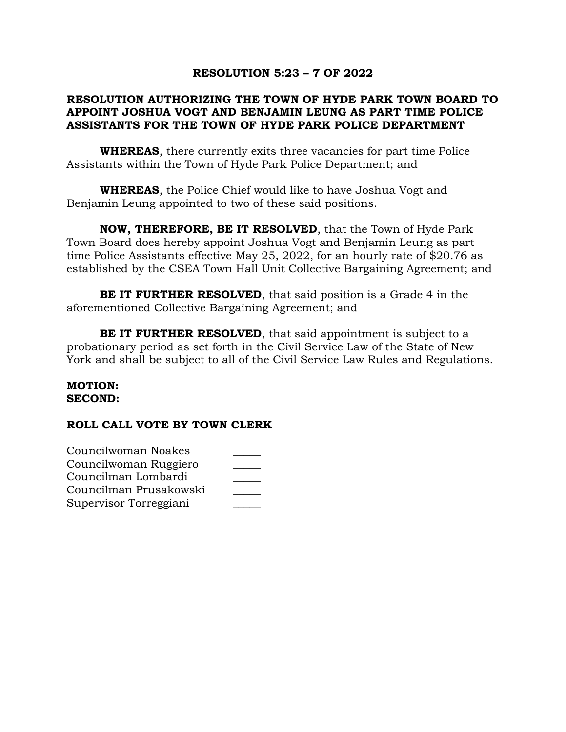**RESOLUTION 5:23 – 7 OF 2022**

**RESOLUTION AUTHORIZING THE TOWN OF HYDE PARK TOWN BOARD TO APPOINT JOSHUA VOGT AND BENJAMIN LEUNG AS PART TIME POLICE ASSISTANTS FOR THE TOWN OF HYDE PARK POLICE DEPARTMENT**

**WHEREAS**, there currently exits three vacancies for part time Police Assistants within the Town of Hyde Park Police Department; and

**WHEREAS**, the Police Chief would like to have Joshua Vogt and Benjamin Leung appointed to two of these said positions.

**NOW, THEREFORE, BE IT RESOLVED**, that the Town of Hyde Park Town Board does hereby appoint Joshua Vogt and Benjamin Leung as part time Police Assistants effective May 25, 2022, for an hourly rate of $20.76 as established by the CSEA Town Hall Unit Collective Bargaining Agreement; and

**BE IT FURTHER RESOLVED**, that said position is a Grade 4 in the aforementioned Collective Bargaining Agreement; and

**BE IT FURTHER RESOLVED**, that said appointment is subject to a probationary period as set forth in the Civil Service Law of the State of New York and shall be subject to all of the Civil Service Law Rules and Regulations.

**MOTION:**
**SECOND:**

**ROLL CALL VOTE BY TOWN CLERK**

Councilwoman Noakes _____
Councilwoman Ruggiero _____
Councilman Lombardi _____
Councilman Prusakowski _____
Supervisor Torreggiani _____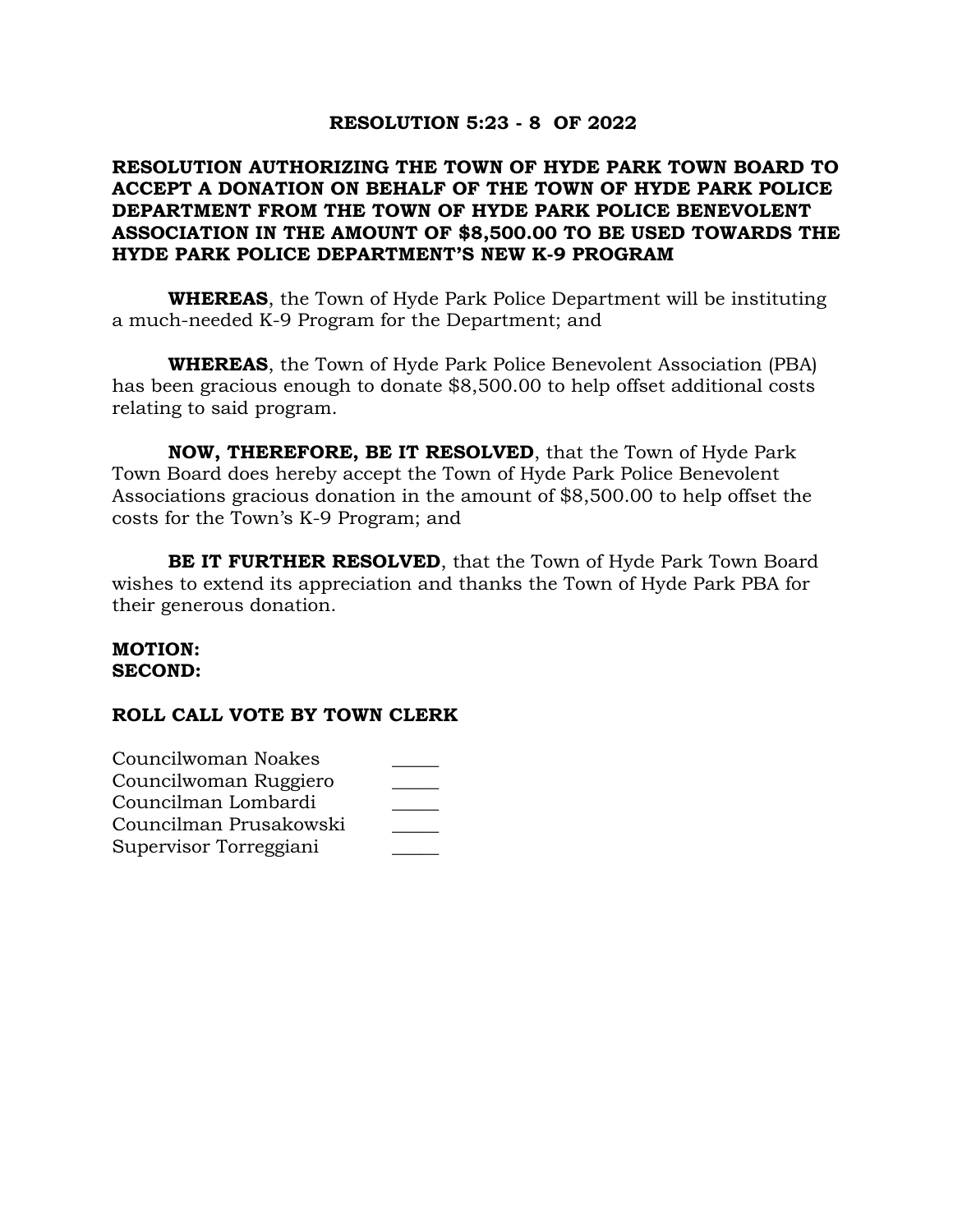**RESOLUTION 5:23 - 8 OF 2022**

**RESOLUTION AUTHORIZING THE TOWN OF HYDE PARK TOWN BOARD TO ACCEPT A DONATION ON BEHALF OF THE TOWN OF HYDE PARK POLICE DEPARTMENT FROM THE TOWN OF HYDE PARK POLICE BENEVOLENT ASSOCIATION IN THE AMOUNT OF $8,500.00 TO BE USED TOWARDS THE HYDE PARK POLICE DEPARTMENT'S NEW K-9 PROGRAM**

**WHEREAS**, the Town of Hyde Park Police Department will be instituting a much-needed K-9 Program for the Department; and

**WHEREAS**, the Town of Hyde Park Police Benevolent Association (PBA) has been gracious enough to donate $8,500.00 to help offset additional costs relating to said program.

**NOW, THEREFORE, BE IT RESOLVED**, that the Town of Hyde Park Town Board does hereby accept the Town of Hyde Park Police Benevolent Associations gracious donation in the amount of $8,500.00 to help offset the costs for the Town's K-9 Program; and

**BE IT FURTHER RESOLVED**, that the Town of Hyde Park Town Board wishes to extend its appreciation and thanks the Town of Hyde Park PBA for their generous donation.

**MOTION:**
**SECOND:**

**ROLL CALL VOTE BY TOWN CLERK**

Councilwoman Noakes _____
Councilwoman Ruggiero _____
Councilman Lombardi _____
Councilman Prusakowski _____
Supervisor Torreggiani _____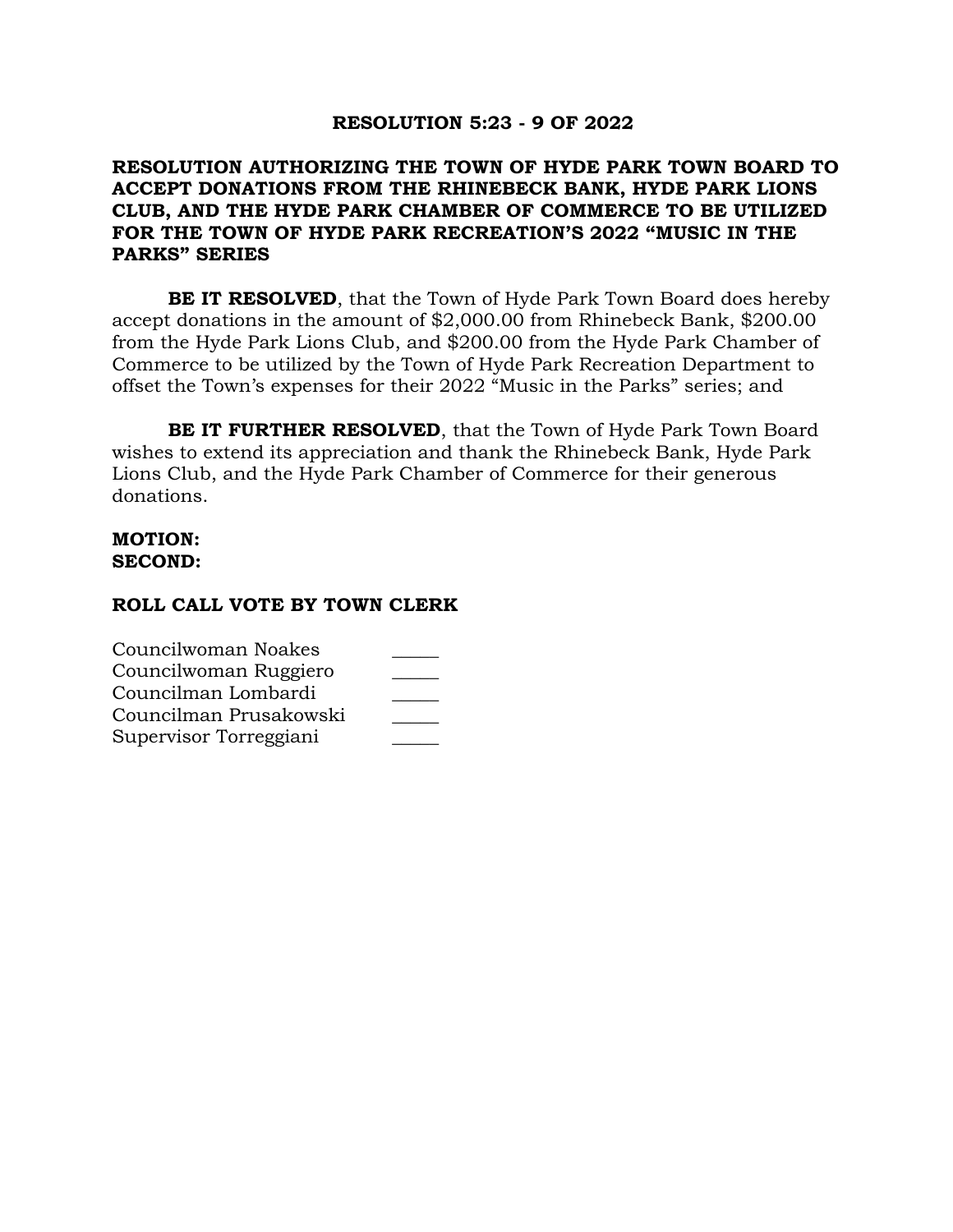**RESOLUTION 5:23 - 9 OF 2022**

**RESOLUTION AUTHORIZING THE TOWN OF HYDE PARK TOWN BOARD TO ACCEPT DONATIONS FROM THE RHINEBECK BANK, HYDE PARK LIONS CLUB, AND THE HYDE PARK CHAMBER OF COMMERCE TO BE UTILIZED FOR THE TOWN OF HYDE PARK RECREATION'S 2022 "MUSIC IN THE PARKS" SERIES**

**BE IT RESOLVED**, that the Town of Hyde Park Town Board does hereby accept donations in the amount of $2,000.00 from Rhinebeck Bank, $200.00 from the Hyde Park Lions Club, and $200.00 from the Hyde Park Chamber of Commerce to be utilized by the Town of Hyde Park Recreation Department to offset the Town's expenses for their 2022 "Music in the Parks" series; and

**BE IT FURTHER RESOLVED**, that the Town of Hyde Park Town Board wishes to extend its appreciation and thank the Rhinebeck Bank, Hyde Park Lions Club, and the Hyde Park Chamber of Commerce for their generous donations.

**MOTION:**
**SECOND:**

**ROLL CALL VOTE BY TOWN CLERK**

Councilwoman Noakes _____
Councilwoman Ruggiero _____
Councilman Lombardi _____
Councilman Prusakowski _____
Supervisor Torreggiani _____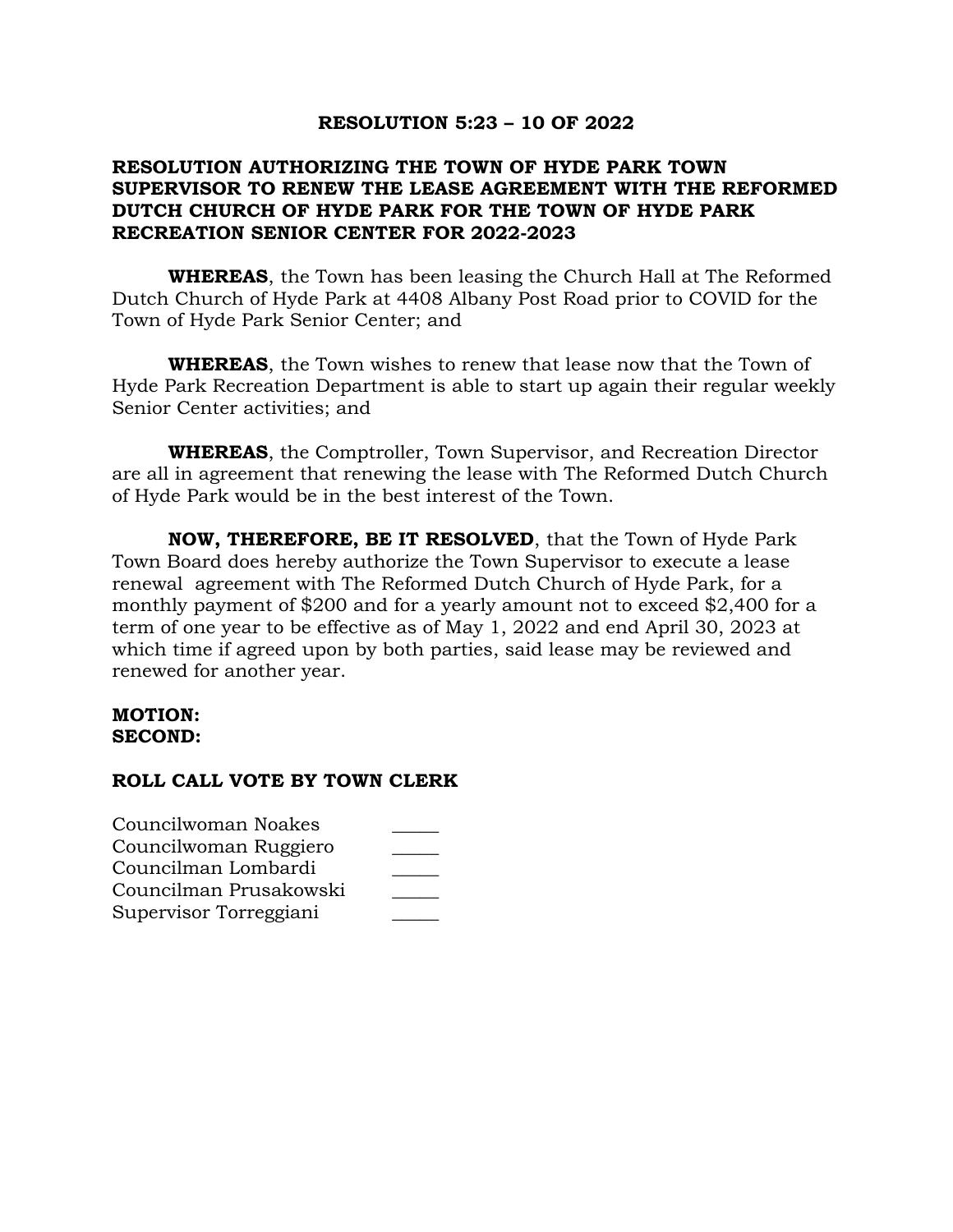**RESOLUTION 5:23 – 10 OF 2022**

**RESOLUTION AUTHORIZING THE TOWN OF HYDE PARK TOWN SUPERVISOR TO RENEW THE LEASE AGREEMENT WITH THE REFORMED DUTCH CHURCH OF HYDE PARK FOR THE TOWN OF HYDE PARK RECREATION SENIOR CENTER FOR 2022-2023**

**WHEREAS**, the Town has been leasing the Church Hall at The Reformed Dutch Church of Hyde Park at 4408 Albany Post Road prior to COVID for the Town of Hyde Park Senior Center; and

**WHEREAS**, the Town wishes to renew that lease now that the Town of Hyde Park Recreation Department is able to start up again their regular weekly Senior Center activities; and

**WHEREAS**, the Comptroller, Town Supervisor, and Recreation Director are all in agreement that renewing the lease with The Reformed Dutch Church of Hyde Park would be in the best interest of the Town.

**NOW, THEREFORE, BE IT RESOLVED**, that the Town of Hyde Park Town Board does hereby authorize the Town Supervisor to execute a lease renewal agreement with The Reformed Dutch Church of Hyde Park, for a monthly payment of $200 and for a yearly amount not to exceed $2,400 for a term of one year to be effective as of May 1, 2022 and end April 30, 2023 at which time if agreed upon by both parties, said lease may be reviewed and renewed for another year.

**MOTION:**
**SECOND:**

**ROLL CALL VOTE BY TOWN CLERK**

Councilwoman Noakes _____
Councilwoman Ruggiero _____
Councilman Lombardi _____
Councilman Prusakowski _____
Supervisor Torreggiani _____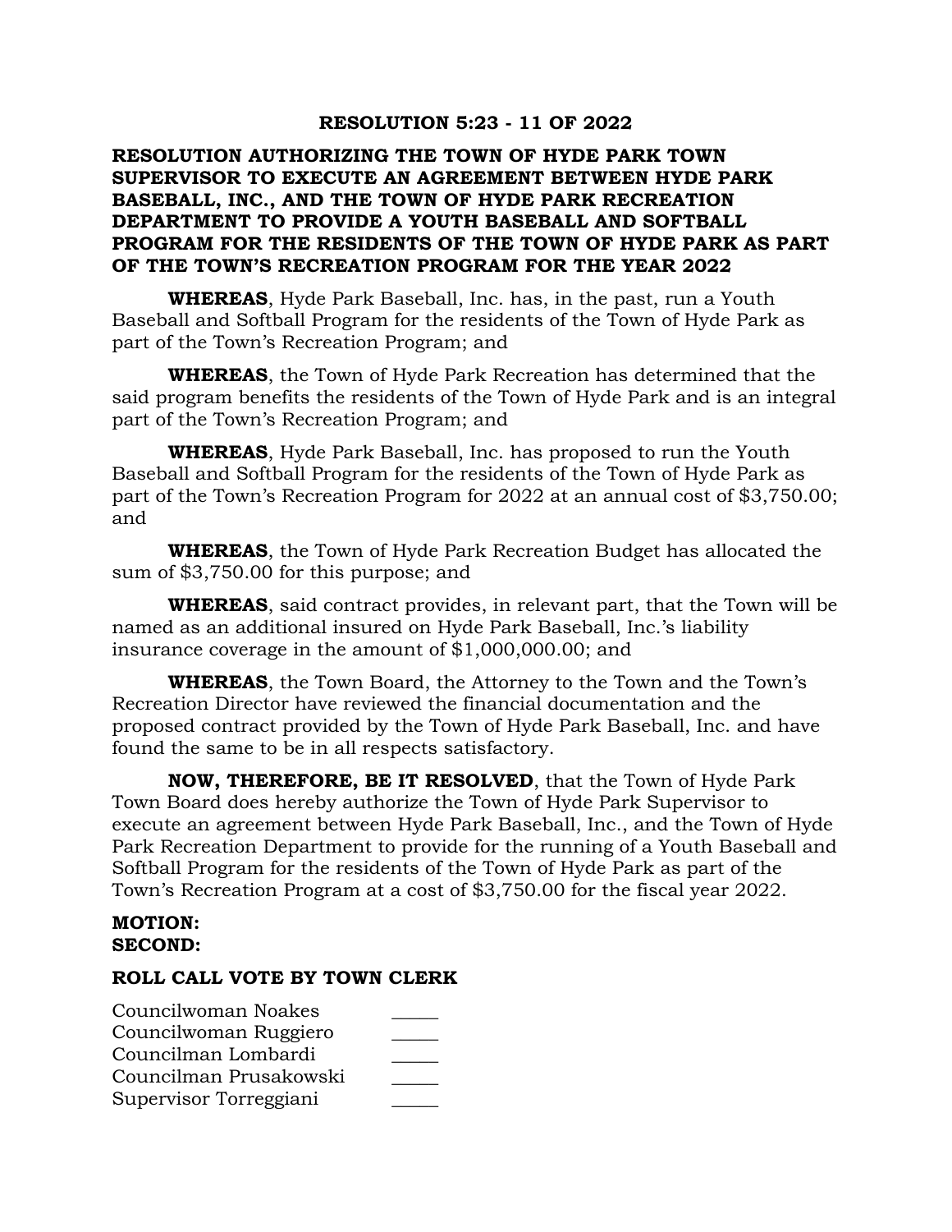**RESOLUTION 5:23 - 11 OF 2022**

**RESOLUTION AUTHORIZING THE TOWN OF HYDE PARK TOWN SUPERVISOR TO EXECUTE AN AGREEMENT BETWEEN HYDE PARK BASEBALL, INC., AND THE TOWN OF HYDE PARK RECREATION DEPARTMENT TO PROVIDE A YOUTH BASEBALL AND SOFTBALL PROGRAM FOR THE RESIDENTS OF THE TOWN OF HYDE PARK AS PART OF THE TOWN'S RECREATION PROGRAM FOR THE YEAR 2022**

**WHEREAS**, Hyde Park Baseball, Inc. has, in the past, run a Youth Baseball and Softball Program for the residents of the Town of Hyde Park as part of the Town's Recreation Program; and

**WHEREAS**, the Town of Hyde Park Recreation has determined that the said program benefits the residents of the Town of Hyde Park and is an integral part of the Town's Recreation Program; and

**WHEREAS**, Hyde Park Baseball, Inc. has proposed to run the Youth Baseball and Softball Program for the residents of the Town of Hyde Park as part of the Town's Recreation Program for 2022 at an annual cost of $3,750.00; and

**WHEREAS**, the Town of Hyde Park Recreation Budget has allocated the sum of $3,750.00 for this purpose; and

**WHEREAS**, said contract provides, in relevant part, that the Town will be named as an additional insured on Hyde Park Baseball, Inc.'s liability insurance coverage in the amount of $1,000,000.00; and

**WHEREAS**, the Town Board, the Attorney to the Town and the Town's Recreation Director have reviewed the financial documentation and the proposed contract provided by the Town of Hyde Park Baseball, Inc. and have found the same to be in all respects satisfactory.

**NOW, THEREFORE, BE IT RESOLVED**, that the Town of Hyde Park Town Board does hereby authorize the Town of Hyde Park Supervisor to execute an agreement between Hyde Park Baseball, Inc., and the Town of Hyde Park Recreation Department to provide for the running of a Youth Baseball and Softball Program for the residents of the Town of Hyde Park as part of the Town's Recreation Program at a cost of $3,750.00 for the fiscal year 2022.

**MOTION:**
**SECOND:**

**ROLL CALL VOTE BY TOWN CLERK**

Councilwoman Noakes _____
Councilwoman Ruggiero _____
Councilman Lombardi _____
Councilman Prusakowski _____
Supervisor Torreggiani _____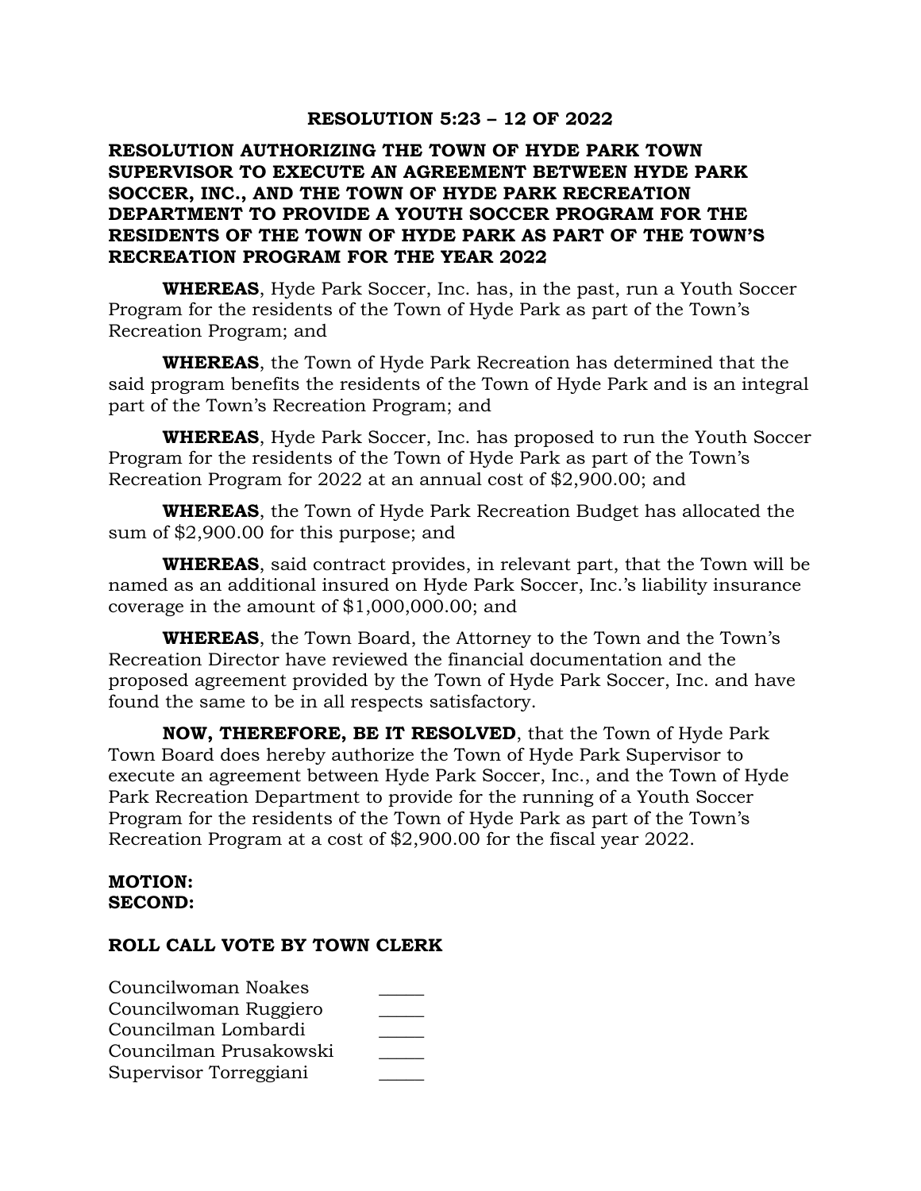**RESOLUTION 5:23 – 12 OF 2022**

**RESOLUTION AUTHORIZING THE TOWN OF HYDE PARK TOWN SUPERVISOR TO EXECUTE AN AGREEMENT BETWEEN HYDE PARK SOCCER, INC., AND THE TOWN OF HYDE PARK RECREATION DEPARTMENT TO PROVIDE A YOUTH SOCCER PROGRAM FOR THE RESIDENTS OF THE TOWN OF HYDE PARK AS PART OF THE TOWN'S RECREATION PROGRAM FOR THE YEAR 2022**

**WHEREAS**, Hyde Park Soccer, Inc. has, in the past, run a Youth Soccer Program for the residents of the Town of Hyde Park as part of the Town's Recreation Program; and

**WHEREAS**, the Town of Hyde Park Recreation has determined that the said program benefits the residents of the Town of Hyde Park and is an integral part of the Town's Recreation Program; and

**WHEREAS**, Hyde Park Soccer, Inc. has proposed to run the Youth Soccer Program for the residents of the Town of Hyde Park as part of the Town's Recreation Program for 2022 at an annual cost of $2,900.00; and

**WHEREAS**, the Town of Hyde Park Recreation Budget has allocated the sum of $2,900.00 for this purpose; and

**WHEREAS**, said contract provides, in relevant part, that the Town will be named as an additional insured on Hyde Park Soccer, Inc.'s liability insurance coverage in the amount of $1,000,000.00; and

**WHEREAS**, the Town Board, the Attorney to the Town and the Town's Recreation Director have reviewed the financial documentation and the proposed agreement provided by the Town of Hyde Park Soccer, Inc. and have found the same to be in all respects satisfactory.

**NOW, THEREFORE, BE IT RESOLVED**, that the Town of Hyde Park Town Board does hereby authorize the Town of Hyde Park Supervisor to execute an agreement between Hyde Park Soccer, Inc., and the Town of Hyde Park Recreation Department to provide for the running of a Youth Soccer Program for the residents of the Town of Hyde Park as part of the Town's Recreation Program at a cost of $2,900.00 for the fiscal year 2022.

**MOTION:**
**SECOND:**

**ROLL CALL VOTE BY TOWN CLERK**

Councilwoman Noakes _____
Councilwoman Ruggiero _____
Councilman Lombardi _____
Councilman Prusakowski _____
Supervisor Torreggiani _____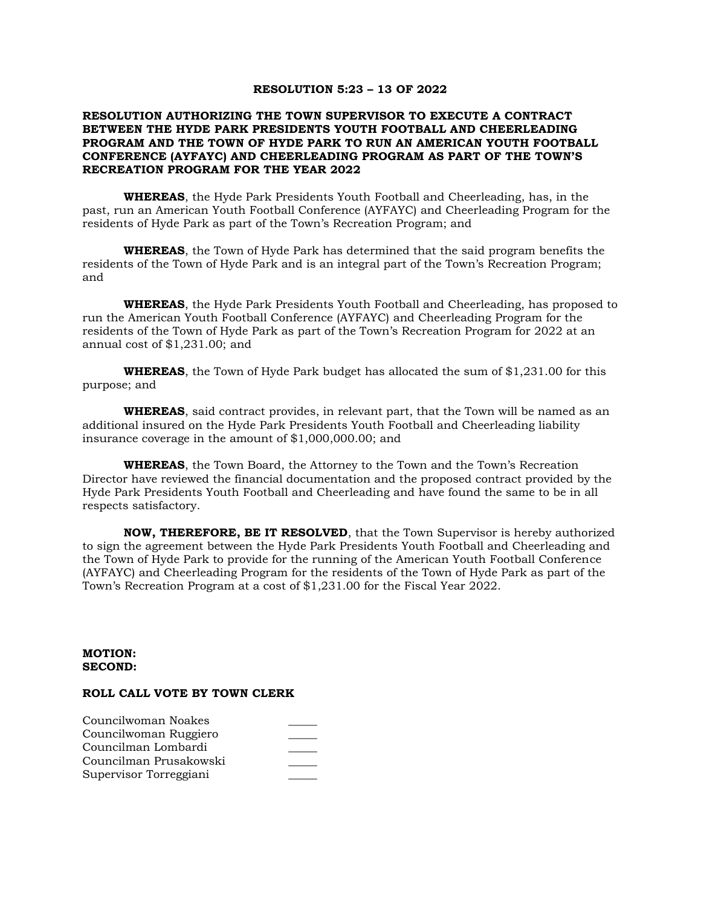**RESOLUTION 5:23 – 13 OF 2022**

**RESOLUTION AUTHORIZING THE TOWN SUPERVISOR TO EXECUTE A CONTRACT BETWEEN THE HYDE PARK PRESIDENTS YOUTH FOOTBALL AND CHEERLEADING PROGRAM AND THE TOWN OF HYDE PARK TO RUN AN AMERICAN YOUTH FOOTBALL CONFERENCE (AYFAYC) AND CHEERLEADING PROGRAM AS PART OF THE TOWN'S RECREATION PROGRAM FOR THE YEAR 2022**

**WHEREAS**, the Hyde Park Presidents Youth Football and Cheerleading, has, in the past, run an American Youth Football Conference (AYFAYC) and Cheerleading Program for the residents of Hyde Park as part of the Town's Recreation Program; and

**WHEREAS**, the Town of Hyde Park has determined that the said program benefits the residents of the Town of Hyde Park and is an integral part of the Town's Recreation Program; and

**WHEREAS**, the Hyde Park Presidents Youth Football and Cheerleading, has proposed to run the American Youth Football Conference (AYFAYC) and Cheerleading Program for the residents of the Town of Hyde Park as part of the Town's Recreation Program for 2022 at an annual cost of $1,231.00; and

**WHEREAS**, the Town of Hyde Park budget has allocated the sum of $1,231.00 for this purpose; and

**WHEREAS**, said contract provides, in relevant part, that the Town will be named as an additional insured on the Hyde Park Presidents Youth Football and Cheerleading liability insurance coverage in the amount of $1,000,000.00; and

**WHEREAS**, the Town Board, the Attorney to the Town and the Town's Recreation Director have reviewed the financial documentation and the proposed contract provided by the Hyde Park Presidents Youth Football and Cheerleading and have found the same to be in all respects satisfactory.

**NOW, THEREFORE, BE IT RESOLVED**, that the Town Supervisor is hereby authorized to sign the agreement between the Hyde Park Presidents Youth Football and Cheerleading and the Town of Hyde Park to provide for the running of the American Youth Football Conference (AYFAYC) and Cheerleading Program for the residents of the Town of Hyde Park as part of the Town's Recreation Program at a cost of $1,231.00 for the Fiscal Year 2022.

**MOTION:**
**SECOND:**

**ROLL CALL VOTE BY TOWN CLERK**

Councilwoman Noakes _____
Councilwoman Ruggiero _____
Councilman Lombardi _____
Councilman Prusakowski _____
Supervisor Torreggiani _____